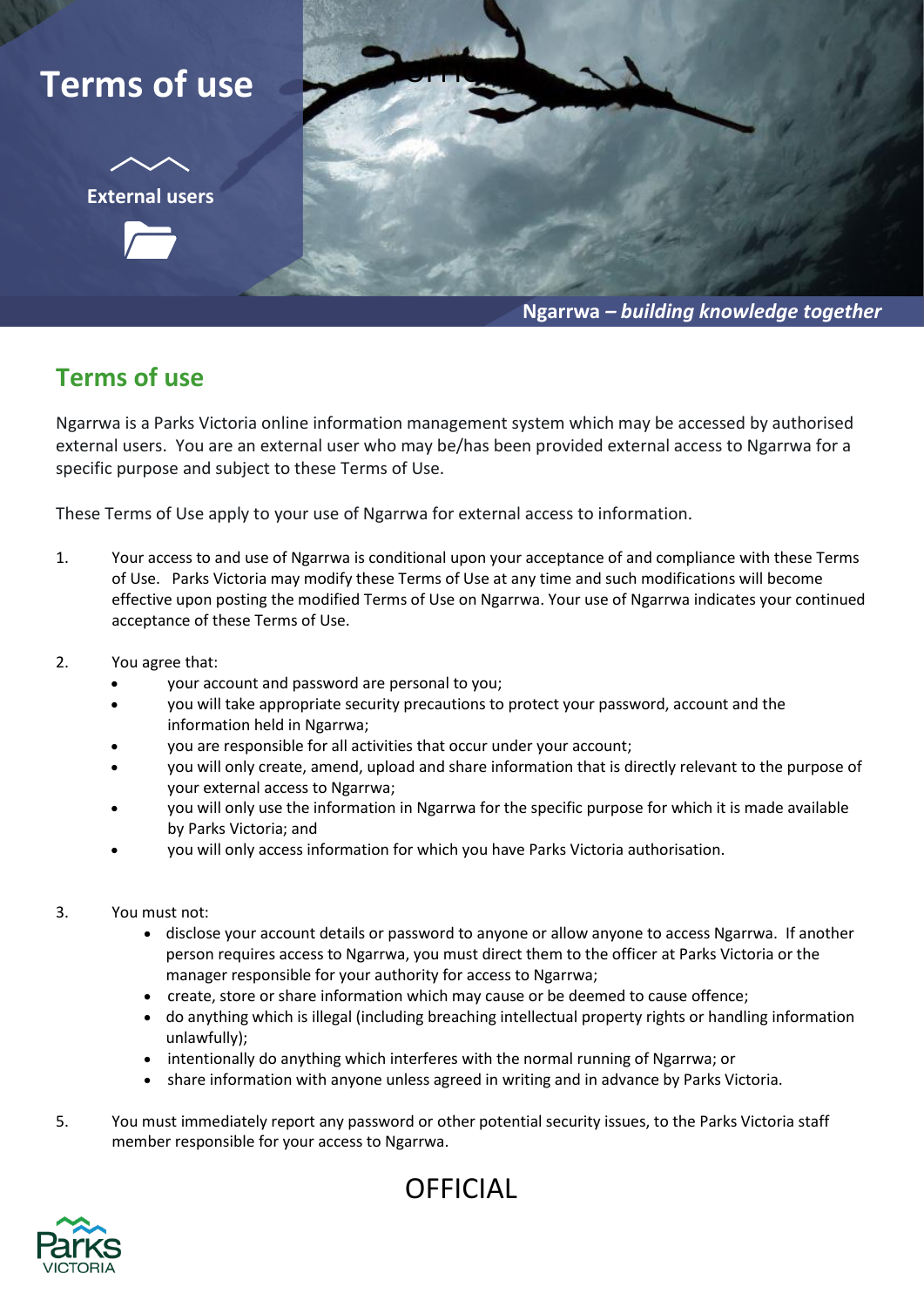# Terms of use

**External users**

**Ngarrwa – *building knowledge together***

## Terms of use

Ngarrwa is a Parks Victoria online information management system which may be accessed by authorised external users. You are an external user who may be/has been provided external access to Ngarrwa for a specific purpose and subject to these Terms of Use.

These Terms of Use apply to your use of Ngarrwa for external access to information.

1. Your access to and use of Ngarrwa is conditional upon your acceptance of and compliance with these Terms of Use. Parks Victoria may modify these Terms of Use at any time and such modifications will become effective upon posting the modified Terms of Use on Ngarrwa. Your use of Ngarrwa indicates your continued acceptance of these Terms of Use.

2. You agree that:
   - your account and password are personal to you;
   - you will take appropriate security precautions to protect your password, account and the information held in Ngarrwa;
   - you are responsible for all activities that occur under your account;
   - you will only create, amend, upload and share information that is directly relevant to the purpose of your external access to Ngarrwa;
   - you will only use the information in Ngarrwa for the specific purpose for which it is made available by Parks Victoria; and
   - you will only access information for which you have Parks Victoria authorisation.

3. You must not:
   - disclose your account details or password to anyone or allow anyone to access Ngarrwa. If another person requires access to Ngarrwa, you must direct them to the officer at Parks Victoria or the manager responsible for your authority for access to Ngarrwa;
   - create, store or share information which may cause or be deemed to cause offence;
   - do anything which is illegal (including breaching intellectual property rights or handling information unlawfully);
   - intentionally do anything which interferes with the normal running of Ngarrwa; or
   - share information with anyone unless agreed in writing and in advance by Parks Victoria.

5. You must immediately report any password or other potential security issues, to the Parks Victoria staff member responsible for your access to Ngarrwa.

OFFICIAL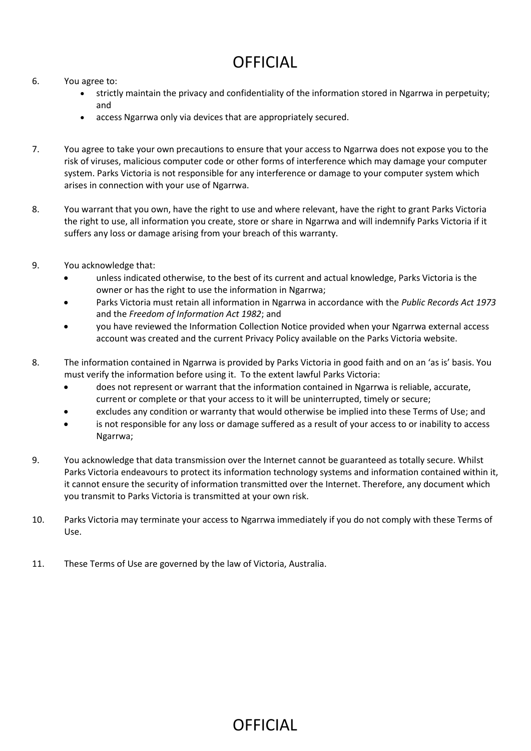6. You agree to:
    - strictly maintain the privacy and confidentiality of the information stored in Ngarrwa in perpetuity; and
    - access Ngarrwa only via devices that are appropriately secured.

7. You agree to take your own precautions to ensure that your access to Ngarrwa does not expose you to the risk of viruses, malicious computer code or other forms of interference which may damage your computer system. Parks Victoria is not responsible for any interference or damage to your computer system which arises in connection with your use of Ngarrwa.

8. You warrant that you own, have the right to use and where relevant, have the right to grant Parks Victoria the right to use, all information you create, store or share in Ngarrwa and will indemnify Parks Victoria if it suffers any loss or damage arising from your breach of this warranty.

9. You acknowledge that:
    - unless indicated otherwise, to the best of its current and actual knowledge, Parks Victoria is the owner or has the right to use the information in Ngarrwa;
    - Parks Victoria must retain all information in Ngarrwa in accordance with the *Public Records Act 1973* and the *Freedom of Information Act 1982*; and
    - you have reviewed the Information Collection Notice provided when your Ngarrwa external access account was created and the current Privacy Policy available on the Parks Victoria website.

8. The information contained in Ngarrwa is provided by Parks Victoria in good faith and on an 'as is' basis. You must verify the information before using it. To the extent lawful Parks Victoria:
    - does not represent or warrant that the information contained in Ngarrwa is reliable, accurate, current or complete or that your access to it will be uninterrupted, timely or secure;
    - excludes any condition or warranty that would otherwise be implied into these Terms of Use; and
    - is not responsible for any loss or damage suffered as a result of your access to or inability to access Ngarrwa;

9. You acknowledge that data transmission over the Internet cannot be guaranteed as totally secure. Whilst Parks Victoria endeavours to protect its information technology systems and information contained within it, it cannot ensure the security of information transmitted over the Internet. Therefore, any document which you transmit to Parks Victoria is transmitted at your own risk.

10. Parks Victoria may terminate your access to Ngarrwa immediately if you do not comply with these Terms of Use.

11. These Terms of Use are governed by the law of Victoria, Australia.